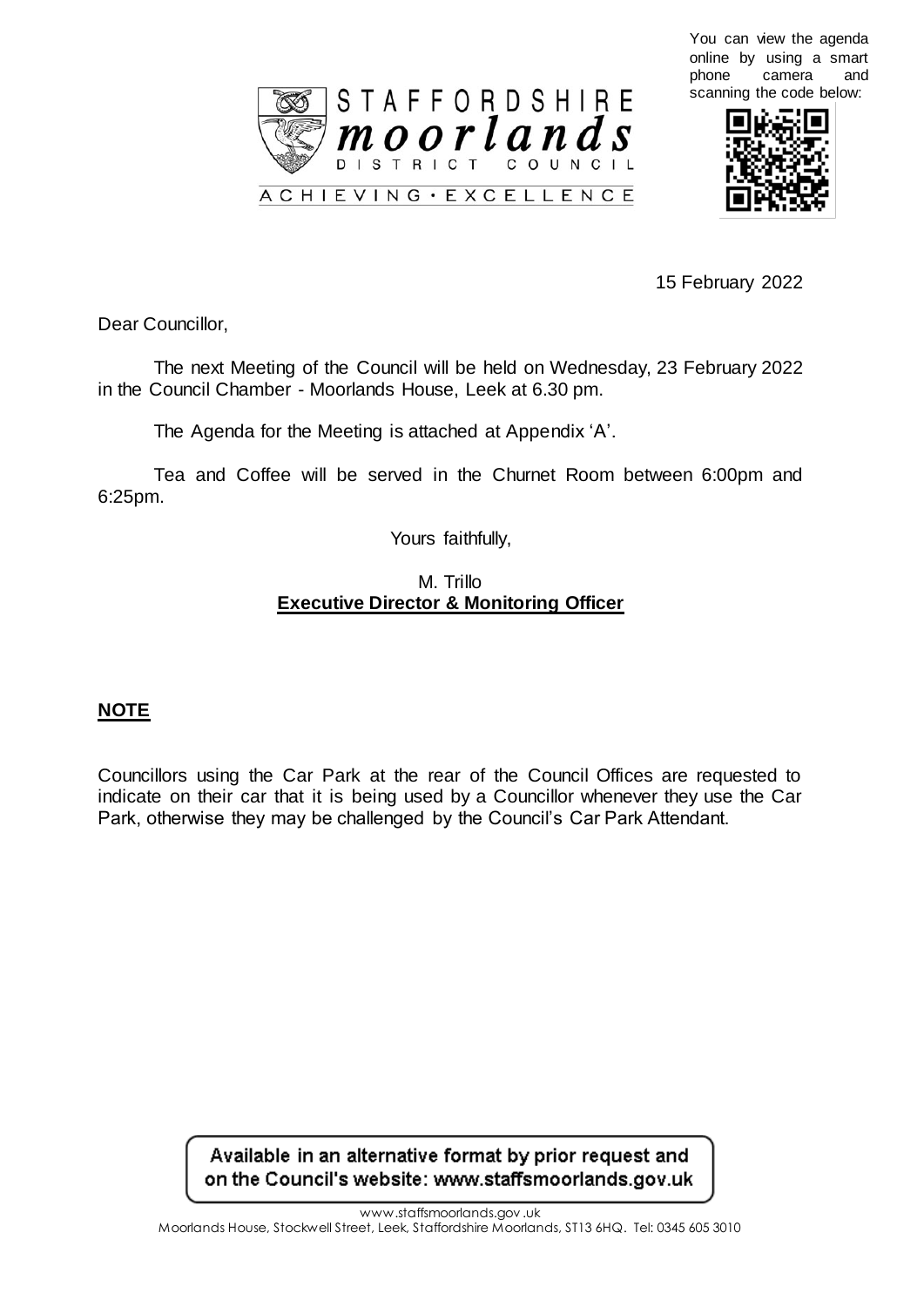You can view the agenda online by using a smart phone camera and scanning the code below:

STAFFORDSHIRE
*moorlands*
DISTRICT COUNCIL

ACHIEVING • EXCELLENCE

15 February 2022

Dear Councillor,

The next Meeting of the Council will be held on Wednesday, 23 February 2022 in the Council Chamber - Moorlands House, Leek at 6.30 pm.

The Agenda for the Meeting is attached at Appendix 'A'.

Tea and Coffee will be served in the Churnet Room between 6:00pm and 6:25pm.

Yours faithfully,

M. Trillo
**Executive Director & Monitoring Officer**

## NOTE

Councillors using the Car Park at the rear of the Council Offices are requested to indicate on their car that it is being used by a Councillor whenever they use the Car Park, otherwise they may be challenged by the Council's Car Park Attendant.

**Available in an alternative format by prior request and on the Council's website: www.staffsmoorlands.gov.uk**

www.staffsmoorlands.gov.uk
Moorlands House, Stockwell Street, Leek, Staffordshire Moorlands, ST13 6HQ. Tel: 0345 605 3010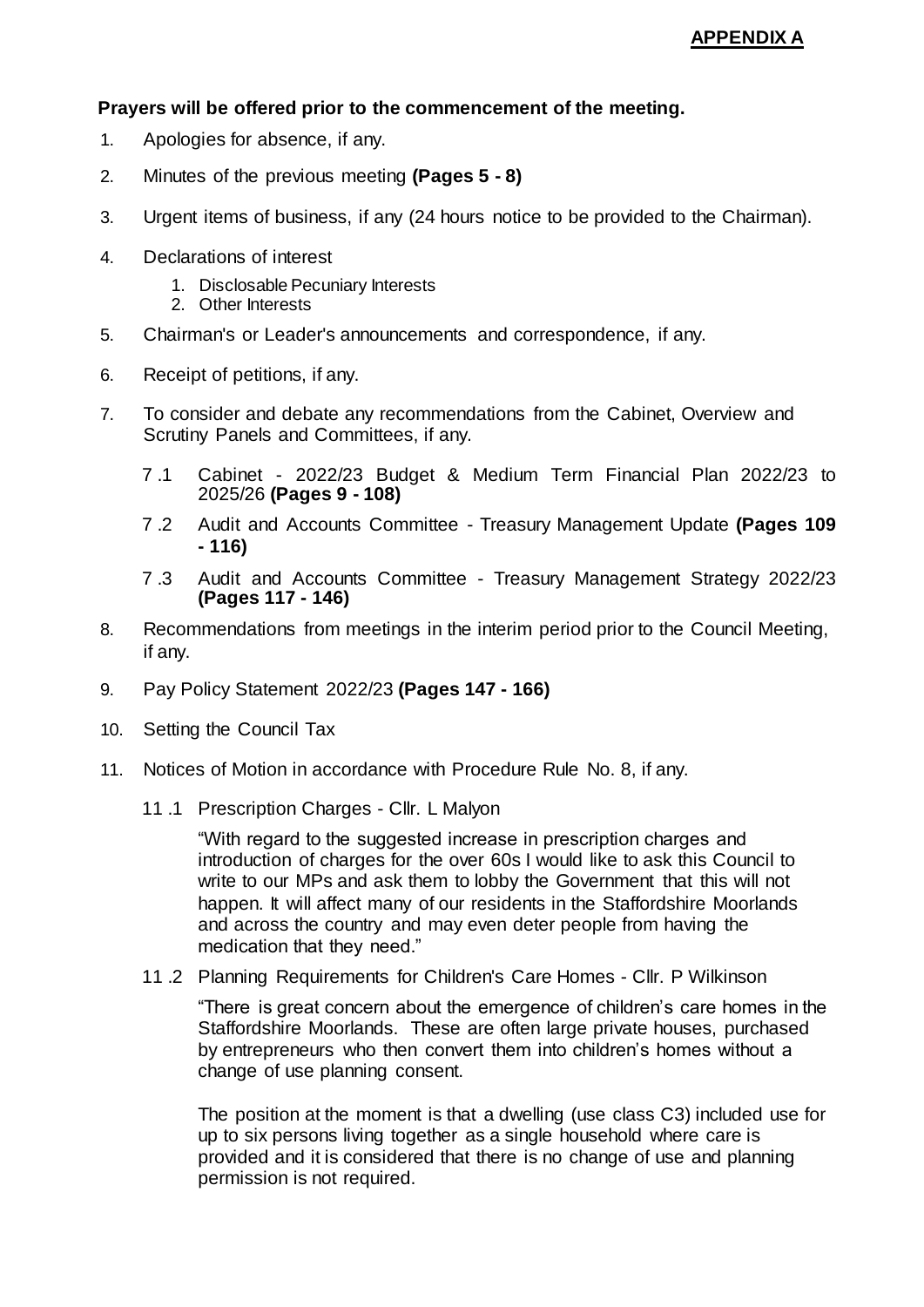**APPENDIX A**

**Prayers will be offered prior to the commencement of the meeting.**

1. Apologies for absence, if any.
2. Minutes of the previous meeting **(Pages 5 - 8)**
3. Urgent items of business, if any (24 hours notice to be provided to the Chairman).
4. Declarations of interest
    1. Disclosable Pecuniary Interests
    2. Other Interests
5. Chairman's or Leader's announcements and correspondence, if any.
6. Receipt of petitions, if any.
7. To consider and debate any recommendations from the Cabinet, Overview and Scrutiny Panels and Committees, if any.

    7 .1 Cabinet - 2022/23 Budget & Medium Term Financial Plan 2022/23 to 2025/26 **(Pages 9 - 108)**

    7 .2 Audit and Accounts Committee - Treasury Management Update **(Pages 109 - 116)**

    7 .3 Audit and Accounts Committee - Treasury Management Strategy 2022/23 **(Pages 117 - 146)**

8. Recommendations from meetings in the interim period prior to the Council Meeting, if any.
9. Pay Policy Statement 2022/23 **(Pages 147 - 166)**
10. Setting the Council Tax
11. Notices of Motion in accordance with Procedure Rule No. 8, if any.

    11 .1 Prescription Charges - Cllr. L Malyon

    "With regard to the suggested increase in prescription charges and introduction of charges for the over 60s I would like to ask this Council to write to our MPs and ask them to lobby the Government that this will not happen. It will affect many of our residents in the Staffordshire Moorlands and across the country and may even deter people from having the medication that they need."

    11 .2 Planning Requirements for Children's Care Homes - Cllr. P Wilkinson

    "There is great concern about the emergence of children's care homes in the Staffordshire Moorlands. These are often large private houses, purchased by entrepreneurs who then convert them into children's homes without a change of use planning consent.

    The position at the moment is that a dwelling (use class C3) included use for up to six persons living together as a single household where care is provided and it is considered that there is no change of use and planning permission is not required.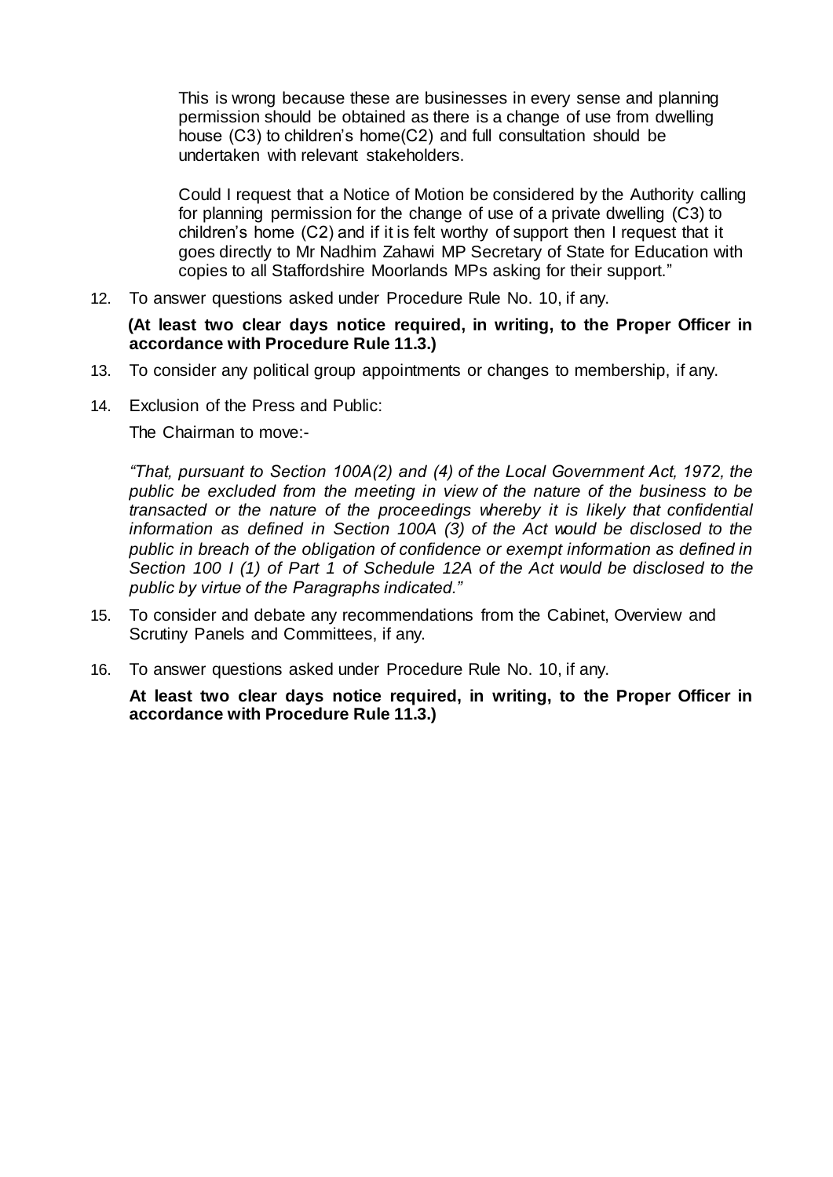This is wrong because these are businesses in every sense and planning permission should be obtained as there is a change of use from dwelling house (C3) to children's home(C2) and full consultation should be undertaken with relevant stakeholders.

Could I request that a Notice of Motion be considered by the Authority calling for planning permission for the change of use of a private dwelling (C3) to children's home (C2) and if it is felt worthy of support then I request that it goes directly to Mr Nadhim Zahawi MP Secretary of State for Education with copies to all Staffordshire Moorlands MPs asking for their support."

12. To answer questions asked under Procedure Rule No. 10, if any.

    **(At least two clear days notice required, in writing, to the Proper Officer in accordance with Procedure Rule 11.3.)**

13. To consider any political group appointments or changes to membership, if any.

14. Exclusion of the Press and Public:

    The Chairman to move:-

    *"That, pursuant to Section 100A(2) and (4) of the Local Government Act, 1972, the public be excluded from the meeting in view of the nature of the business to be transacted or the nature of the proceedings whereby it is likely that confidential information as defined in Section 100A (3) of the Act would be disclosed to the public in breach of the obligation of confidence or exempt information as defined in Section 100 I (1) of Part 1 of Schedule 12A of the Act would be disclosed to the public by virtue of the Paragraphs indicated."*

15. To consider and debate any recommendations from the Cabinet, Overview and Scrutiny Panels and Committees, if any.

16. To answer questions asked under Procedure Rule No. 10, if any.

    **At least two clear days notice required, in writing, to the Proper Officer in accordance with Procedure Rule 11.3.)**